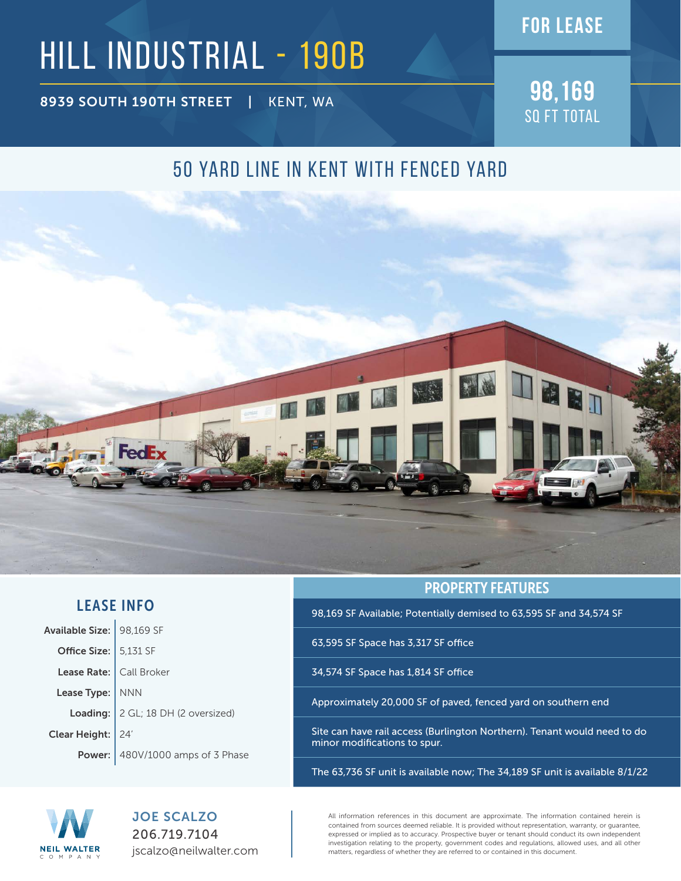# HILL INDUSTRIAL - 190B

**8939 SOUTH 190TH STREET | KENT, WA**

**FOR LEASE**

**98,169**
SQ FT TOTAL

## 50 YARD LINE IN KENT WITH FENCED YARD

## LEASE INFO

| | |
|---|---|
| **Available Size:** | 98,169 SF |
| **Office Size:** | 5,131 SF |
| **Lease Rate:** | Call Broker |
| **Lease Type:** | NNN |
| **Loading:** | 2 GL; 18 DH (2 oversized) |
| **Clear Height:** | 24′ |
| **Power:** | 480V/1000 amps of 3 Phase |

## PROPERTY FEATURES

- 98,169 SF Available; Potentially demised to 63,595 SF and 34,574 SF
- 63,595 SF Space has 3,317 SF office
- 34,574 SF Space has 1,814 SF office
- Approximately 20,000 SF of paved, fenced yard on southern end
- Site can have rail access (Burlington Northern). Tenant would need to do minor modifications to spur.
- The 63,736 SF unit is available now; The 34,189 SF unit is available 8/1/22

NEIL WALTER COMPANY

**JOE SCALZO**
206.719.7104
jscalzo@neilwalter.com

All information references in this document are approximate. The information contained herein is contained from sources deemed reliable. It is provided without representation, warranty, or guarantee, expressed or implied as to accuracy. Prospective buyer or tenant should conduct its own independent investigation relating to the property, government codes and regulations, allowed uses, and all other matters, regardless of whether they are referred to or contained in this document.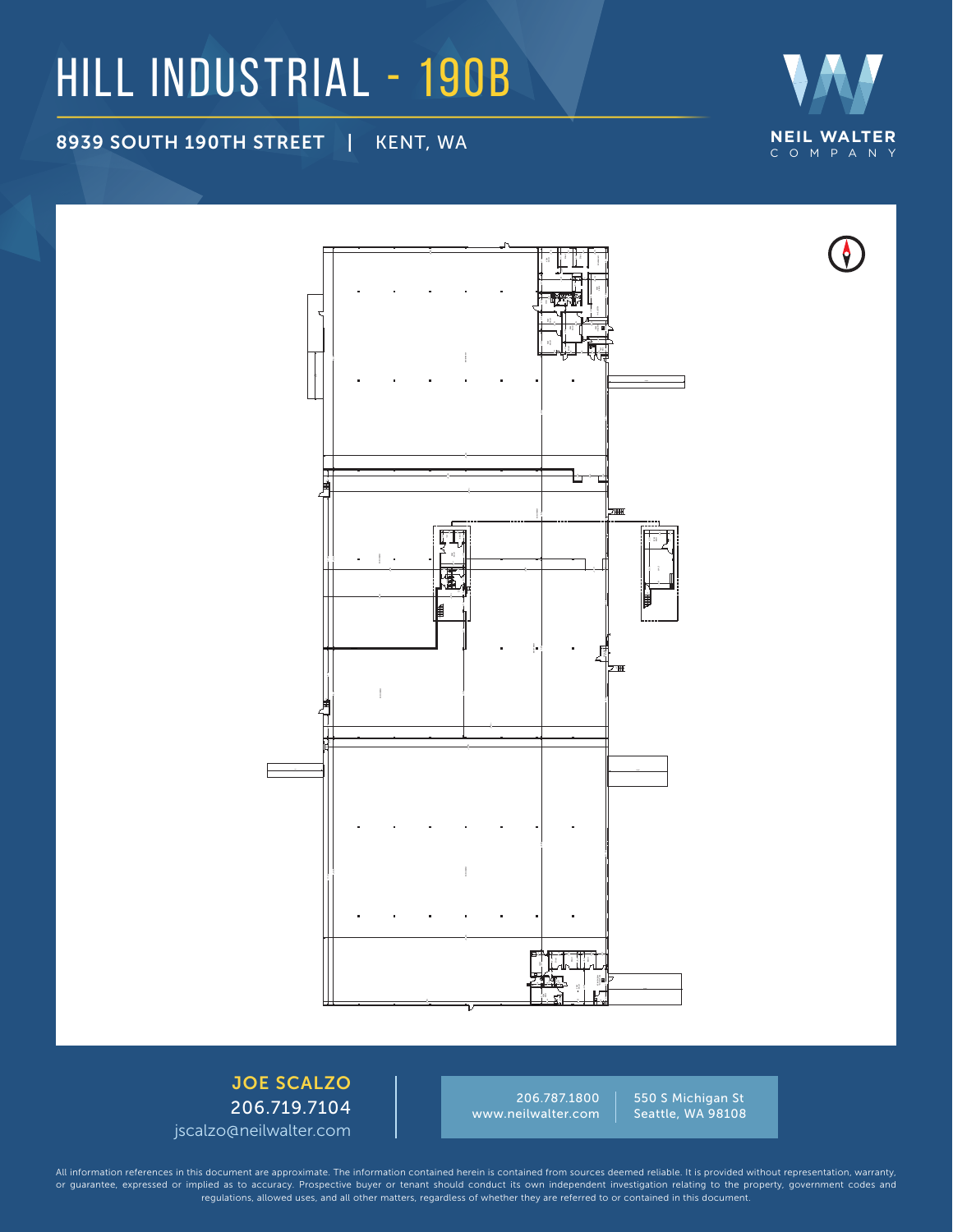# HILL INDUSTRIAL - 190B

**8939 SOUTH 190TH STREET | KENT, WA**

NEIL WALTER COMPANY

**JOE SCALZO**
206.719.7104
jscalzo@neilwalter.com

206.787.1800
www.neilwalter.com

550 S Michigan St
Seattle, WA 98108

All information references in this document are approximate. The information contained herein is contained from sources deemed reliable. It is provided without representation, warranty, or guarantee, expressed or implied as to accuracy. Prospective buyer or tenant should conduct its own independent investigation relating to the property, government codes and regulations, allowed uses, and all other matters, regardless of whether they are referred to or contained in this document.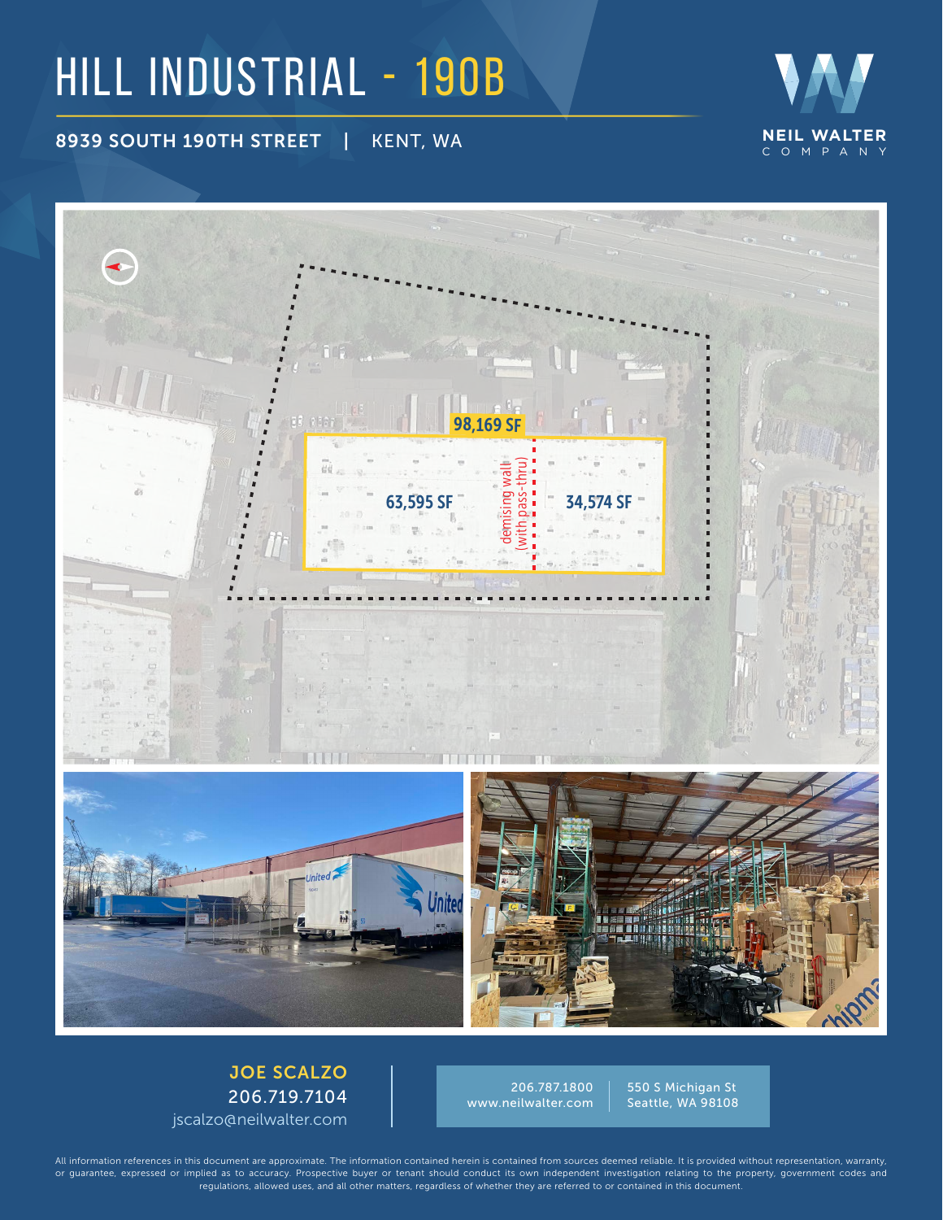# HILL INDUSTRIAL - 190B

**8939 SOUTH 190TH STREET | KENT, WA**

NEIL WALTER COMPANY

98,169 SF

63,595 SF

demising wall (with pass-thru)

34,574 SF

**JOE SCALZO**
206.719.7104
jscalzo@neilwalter.com

206.787.1800
www.neilwalter.com

550 S Michigan St
Seattle, WA 98108

All information references in this document are approximate. The information contained herein is contained from sources deemed reliable. It is provided without representation, warranty, or guarantee, expressed or implied as to accuracy. Prospective buyer or tenant should conduct its own independent investigation relating to the property, government codes and regulations, allowed uses, and all other matters, regardless of whether they are referred to or contained in this document.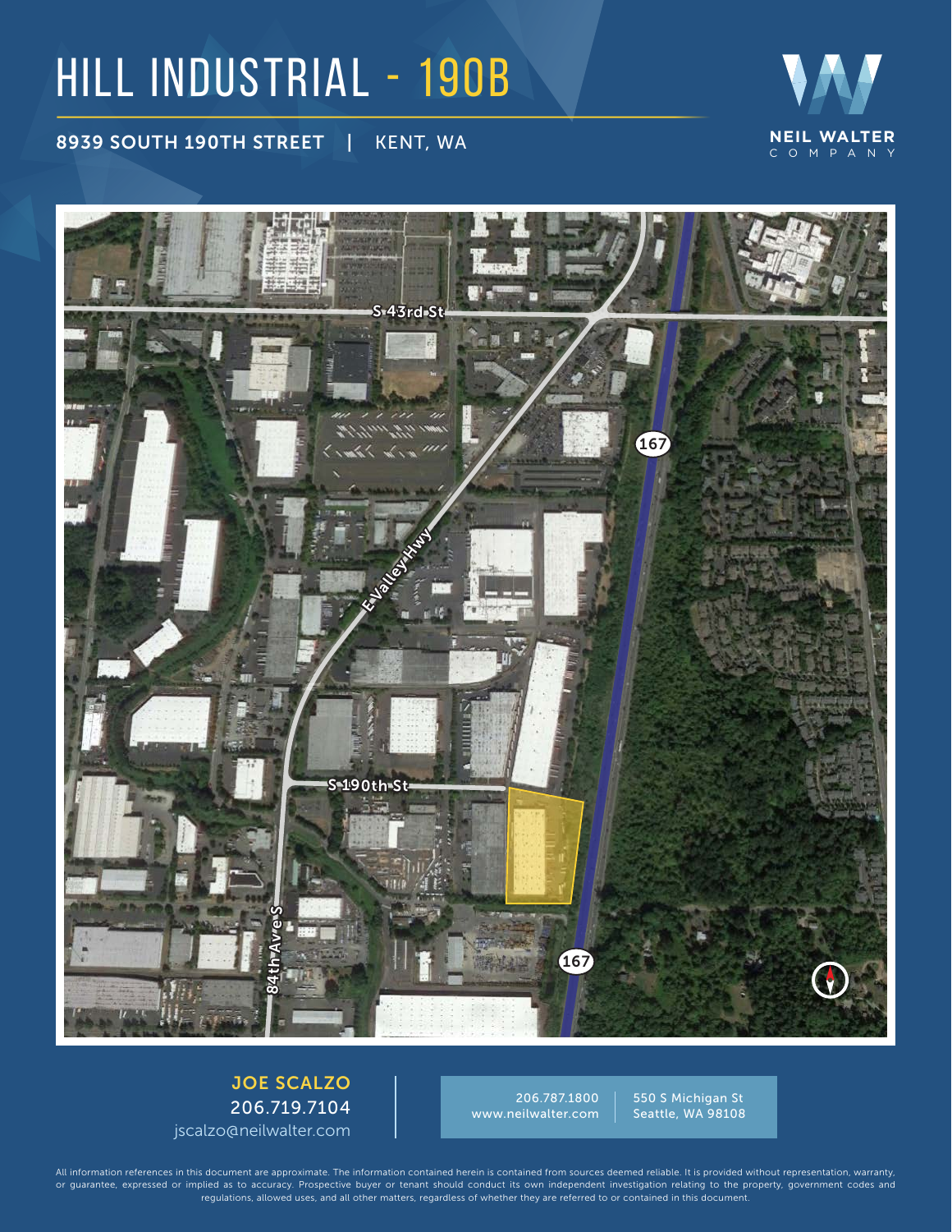# HILL INDUSTRIAL - 190B

**8939 SOUTH 190TH STREET** | KENT, WA

NEIL WALTER COMPANY

S 43rd St

E Valley Hwy

167

S 190th St

84th Ave S

167

**JOE SCALZO**
206.719.7104
jscalzo@neilwalter.com

206.787.1800
www.neilwalter.com

550 S Michigan St
Seattle, WA 98108

All information references in this document are approximate. The information contained herein is contained from sources deemed reliable. It is provided without representation, warranty, or guarantee, expressed or implied as to accuracy. Prospective buyer or tenant should conduct its own independent investigation relating to the property, government codes and regulations, allowed uses, and all other matters, regardless of whether they are referred to or contained in this document.